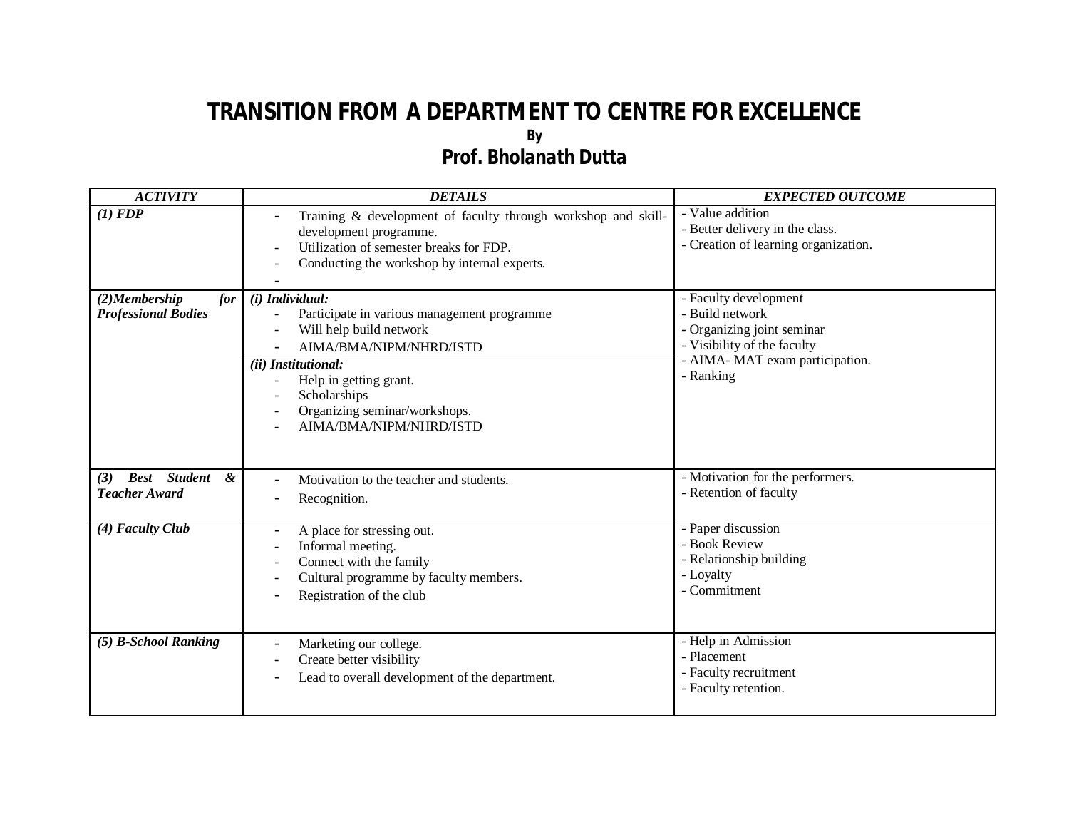# TRANSITION FROM A DEPARTMENT TO CENTRE FOR EXCELLENCE

**By**

## Prof. Bholanath Dutta

| ***ACTIVITY*** | ***DETAILS*** | ***EXPECTED OUTCOME*** |
|---|---|---|
| ***(1) FDP*** | - Training & development of faculty through workshop and skill-development programme.<br>- Utilization of semester breaks for FDP.<br>- Conducting the workshop by internal experts.<br>- | - Value addition<br>- Better delivery in the class.<br>- Creation of learning organization. |
| ***(2)Membership for Professional Bodies*** | ***(i) Individual:***<br>- Participate in various management programme<br>- Will help build network<br>- AIMA/BMA/NIPM/NHRD/ISTD<br>***(ii) Institutional:***<br>- Help in getting grant.<br>- Scholarships<br>- Organizing seminar/workshops.<br>- AIMA/BMA/NIPM/NHRD/ISTD | - Faculty development<br>- Build network<br>- Organizing joint seminar<br>- Visibility of the faculty<br>- AIMA- MAT exam participation.<br>- Ranking |
| ***(3) Best Student & Teacher Award*** | - Motivation to the teacher and students.<br>- Recognition. | - Motivation for the performers.<br>- Retention of faculty |
| ***(4) Faculty Club*** | - A place for stressing out.<br>- Informal meeting.<br>- Connect with the family<br>- Cultural programme by faculty members.<br>- Registration of the club | - Paper discussion<br>- Book Review<br>- Relationship building<br>- Loyalty<br>- Commitment |
| ***(5) B-School Ranking*** | - Marketing our college.<br>- Create better visibility<br>- Lead to overall development of the department. | - Help in Admission<br>- Placement<br>- Faculty recruitment<br>- Faculty retention. |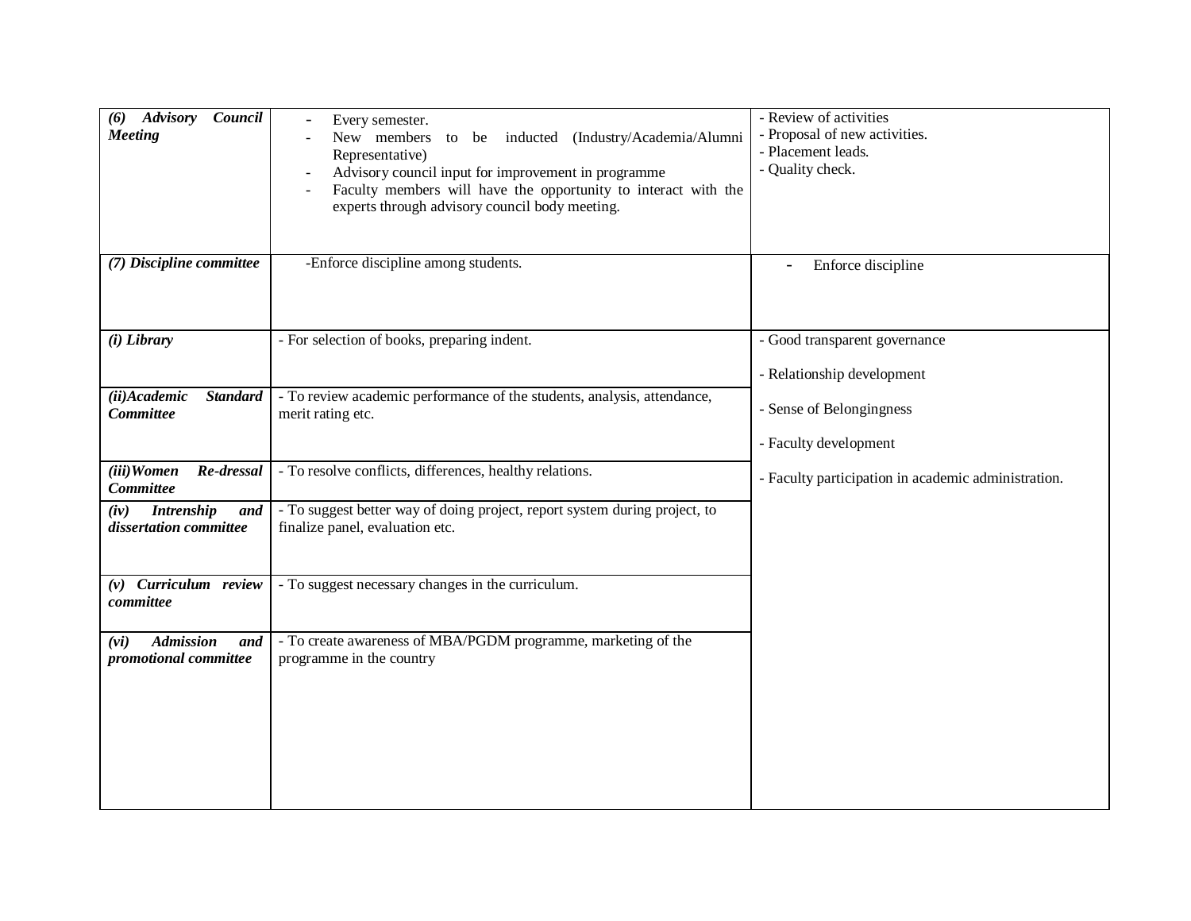| | | |
|---|---|---|
| ***(6) Advisory Council Meeting*** | - Every semester.<br>- New members to be inducted (Industry/Academia/Alumni Representative)<br>- Advisory council input for improvement in programme<br>- Faculty members will have the opportunity to interact with the experts through advisory council body meeting. | - Review of activities<br>- Proposal of new activities.<br>- Placement leads.<br>- Quality check. |
| ***(7) Discipline committee*** | -Enforce discipline among students. | - Enforce discipline |
| ***(i) Library*** | - For selection of books, preparing indent. | - Good transparent governance<br>- Relationship development<br>- Sense of Belongingness<br>- Faculty development<br>- Faculty participation in academic administration. |
| ***(ii)Academic Standard Committee*** | - To review academic performance of the students, analysis, attendance, merit rating etc. | |
| ***(iii)Women Re-dressal Committee*** | - To resolve conflicts, differences, healthy relations. | |
| ***(iv) Intrenship and dissertation committee*** | - To suggest better way of doing project, report system during project, to finalize panel, evaluation etc. | |
| ***(v) Curriculum review committee*** | - To suggest necessary changes in the curriculum. | |
| ***(vi) Admission and promotional committee*** | - To create awareness of MBA/PGDM programme, marketing of the programme in the country | |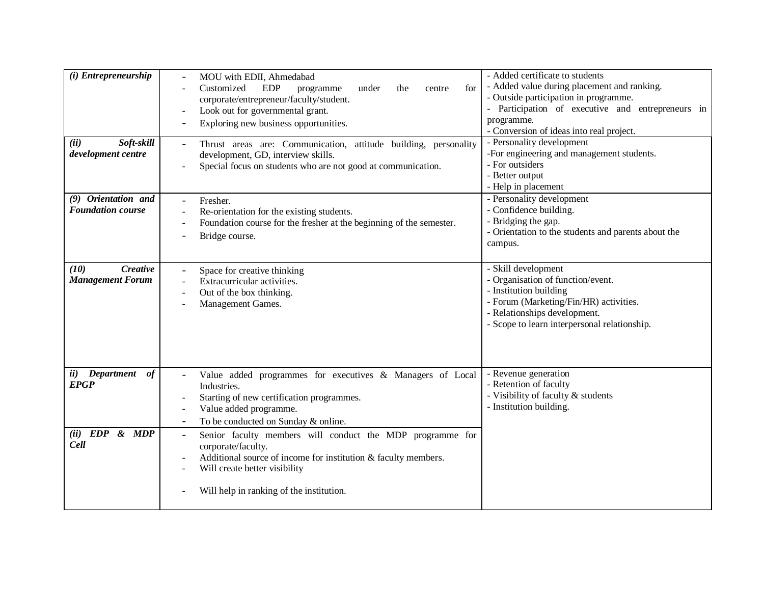| | | |
|---|---|---|
| ***(i) Entrepreneurship*** | - MOU with EDII, Ahmedabad<br>- Customized EDP programme under the centre for corporate/entrepreneur/faculty/student.<br>- Look out for governmental grant.<br>- Exploring new business opportunities. | - Added certificate to students<br>- Added value during placement and ranking.<br>- Outside participation in programme.<br>- Participation of executive and entrepreneurs in programme.<br>- Conversion of ideas into real project. |
| ***(ii) Soft-skill development centre*** | - Thrust areas are: Communication, attitude building, personality development, GD, interview skills.<br>- Special focus on students who are not good at communication. | - Personality development<br>-For engineering and management students.<br>- For outsiders<br>- Better output<br>- Help in placement |
| ***(9) Orientation and Foundation course*** | - Fresher.<br>- Re-orientation for the existing students.<br>- Foundation course for the fresher at the beginning of the semester.<br>- Bridge course. | - Personality development<br>- Confidence building.<br>- Bridging the gap.<br>- Orientation to the students and parents about the campus. |
| ***(10) Creative Management Forum*** | - Space for creative thinking<br>- Extracurricular activities.<br>- Out of the box thinking.<br>- Management Games. | - Skill development<br>- Organisation of function/event.<br>- Institution building<br>- Forum (Marketing/Fin/HR) activities.<br>- Relationships development.<br>- Scope to learn interpersonal relationship. |
| ***ii) Department of EPGP*** | - Value added programmes for executives & Managers of Local Industries.<br>- Starting of new certification programmes.<br>- Value added programme.<br>- To be conducted on Sunday & online. | - Revenue generation<br>- Retention of faculty<br>- Visibility of faculty & students<br>- Institution building. |
| ***(ii) EDP & MDP Cell*** | - Senior faculty members will conduct the MDP programme for corporate/faculty.<br>- Additional source of income for institution & faculty members.<br>- Will create better visibility<br>- Will help in ranking of the institution. | |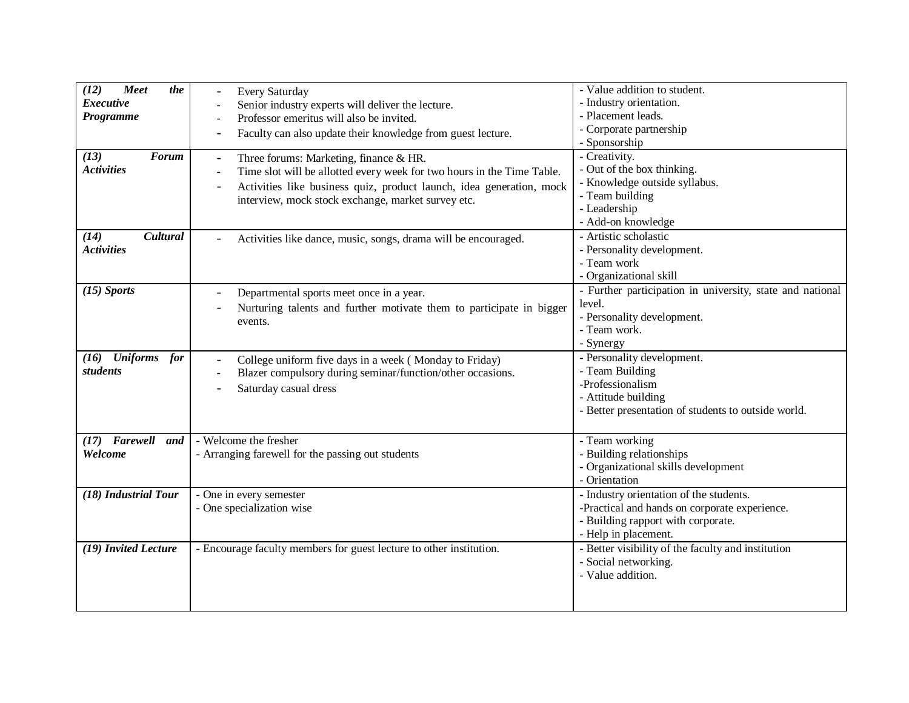| | | |
|---|---|---|
| ***(12) Meet the Executive Programme*** | - Every Saturday<br>- Senior industry experts will deliver the lecture.<br>- Professor emeritus will also be invited.<br>- Faculty can also update their knowledge from guest lecture. | - Value addition to student.<br>- Industry orientation.<br>- Placement leads.<br>- Corporate partnership<br>- Sponsorship |
| ***(13) Forum Activities*** | - Three forums: Marketing, finance & HR.<br>- Time slot will be allotted every week for two hours in the Time Table.<br>- Activities like business quiz, product launch, idea generation, mock interview, mock stock exchange, market survey etc. | - Creativity.<br>- Out of the box thinking.<br>- Knowledge outside syllabus.<br>- Team building<br>- Leadership<br>- Add-on knowledge |
| ***(14) Cultural Activities*** | - Activities like dance, music, songs, drama will be encouraged. | - Artistic scholastic<br>- Personality development.<br>- Team work<br>- Organizational skill |
| ***(15) Sports*** | - Departmental sports meet once in a year.<br>- Nurturing talents and further motivate them to participate in bigger events. | - Further participation in university, state and national level.<br>- Personality development.<br>- Team work.<br>- Synergy |
| ***(16) Uniforms for students*** | - College uniform five days in a week ( Monday to Friday)<br>- Blazer compulsory during seminar/function/other occasions.<br>- Saturday casual dress | - Personality development.<br>- Team Building<br>-Professionalism<br>- Attitude building<br>- Better presentation of students to outside world. |
| ***(17) Farewell and Welcome*** | - Welcome the fresher<br>- Arranging farewell for the passing out students | - Team working<br>- Building relationships<br>- Organizational skills development<br>- Orientation |
| ***(18) Industrial Tour*** | - One in every semester<br>- One specialization wise | - Industry orientation of the students.<br>-Practical and hands on corporate experience.<br>- Building rapport with corporate.<br>- Help in placement. |
| ***(19) Invited Lecture*** | - Encourage faculty members for guest lecture to other institution. | - Better visibility of the faculty and institution<br>- Social networking.<br>- Value addition. |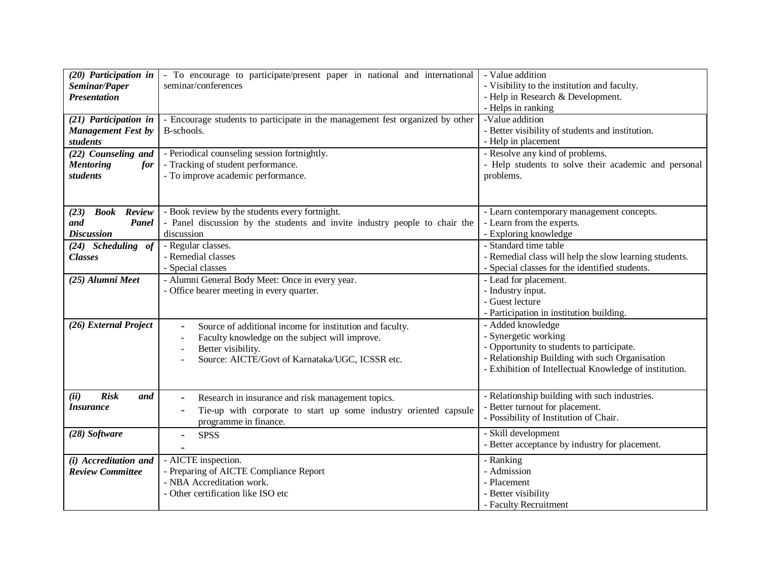| | | |
|---|---|---|
| ***(20) Participation in Seminar/Paper Presentation*** | - To encourage to participate/present paper in national and international seminar/conferences | - Value addition<br>- Visibility to the institution and faculty.<br>- Help in Research & Development.<br>- Helps in ranking |
| ***(21) Participation in Management Fest by students*** | - Encourage students to participate in the management fest organized by other B-schools. | -Value addition<br>- Better visibility of students and institution.<br>- Help in placement |
| ***(22) Counseling and Mentoring for students*** | - Periodical counseling session fortnightly.<br>- Tracking of student performance.<br>- To improve academic performance. | - Resolve any kind of problems.<br>- Help students to solve their academic and personal problems. |
| ***(23) Book Review and Panel Discussion*** | - Book review by the students every fortnight.<br>- Panel discussion by the students and invite industry people to chair the discussion | - Learn contemporary management concepts.<br>- Learn from the experts.<br>- Exploring knowledge |
| ***(24) Scheduling of Classes*** | - Regular classes.<br>- Remedial classes<br>- Special classes | - Standard time table<br>- Remedial class will help the slow learning students.<br>- Special classes for the identified students. |
| ***(25) Alumni Meet*** | - Alumni General Body Meet: Once in every year.<br>- Office bearer meeting in every quarter. | - Lead for placement.<br>- Industry input.<br>- Guest lecture<br>- Participation in institution building. |
| ***(26) External Project*** | - Source of additional income for institution and faculty.<br>- Faculty knowledge on the subject will improve.<br>- Better visibility.<br>- Source: AICTE/Govt of Karnataka/UGC, ICSSR etc. | - Added knowledge<br>- Synergetic working<br>- Opportunity to students to participate.<br>- Relationship Building with such Organisation<br>- Exhibition of Intellectual Knowledge of institution. |
| ***(ii) Risk and Insurance*** | - Research in insurance and risk management topics.<br>- Tie-up with corporate to start up some industry oriented capsule programme in finance. | - Relationship building with such industries.<br>- Better turnout for placement.<br>- Possibility of Institution of Chair. |
| ***(28) Software*** | - SPSS<br>- | - Skill development<br>- Better acceptance by industry for placement. |
| ***(i) Accreditation and Review Committee*** | - AICTE inspection.<br>- Preparing of AICTE Compliance Report<br>- NBA Accreditation work.<br>- Other certification like ISO etc | - Ranking<br>- Admission<br>- Placement<br>- Better visibility<br>- Faculty Recruitment |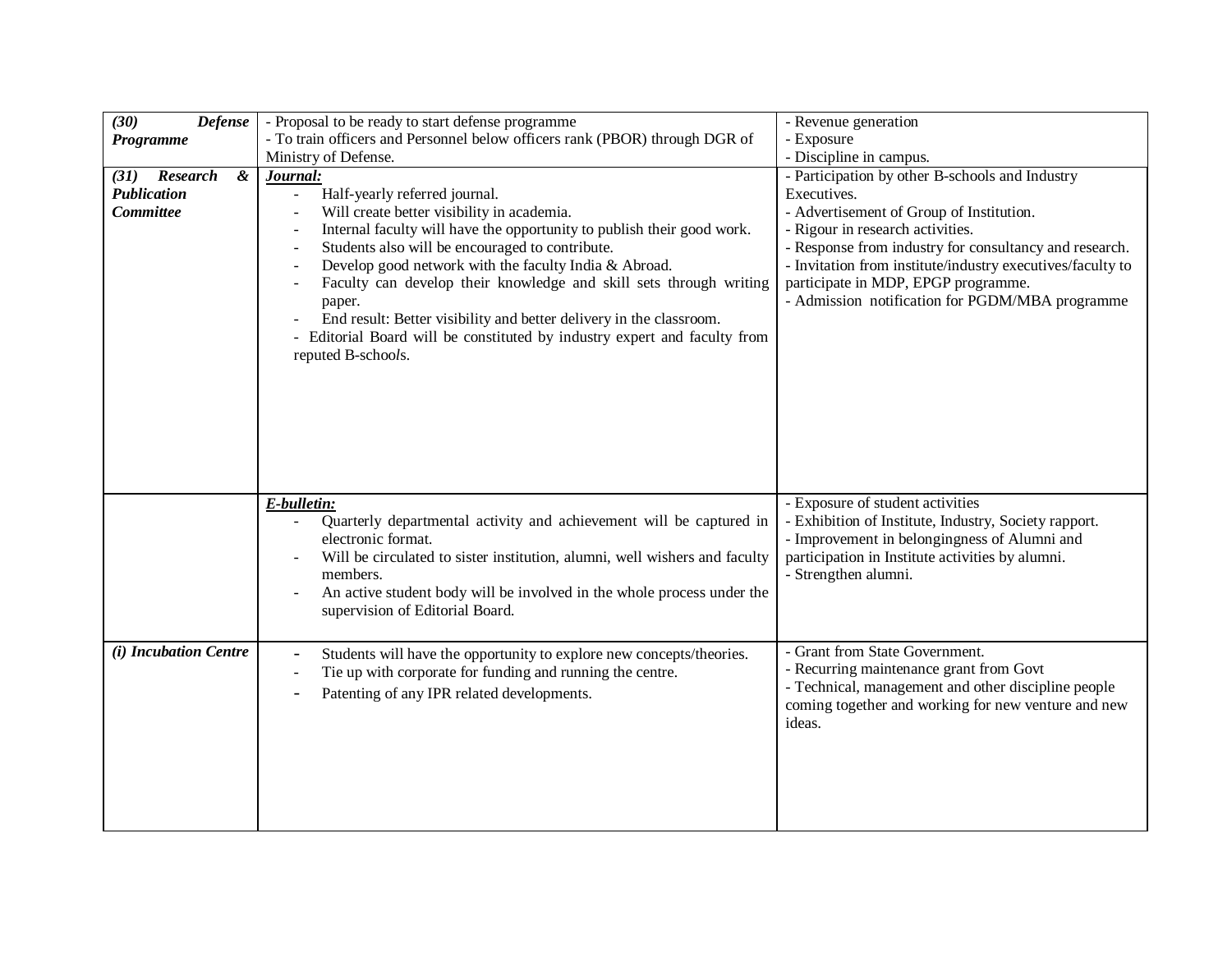| | | |
|---|---|---|
| ***(30) Defense Programme*** | - Proposal to be ready to start defense programme<br>- To train officers and Personnel below officers rank (PBOR) through DGR of Ministry of Defense. | - Revenue generation<br>- Exposure<br>- Discipline in campus. |
| ***(31) Research & Publication Committee*** | ***Journal:***<br>- Half-yearly referred journal.<br>- Will create better visibility in academia.<br>- Internal faculty will have the opportunity to publish their good work.<br>- Students also will be encouraged to contribute.<br>- Develop good network with the faculty India & Abroad.<br>- Faculty can develop their knowledge and skill sets through writing paper.<br>- End result: Better visibility and better delivery in the classroom.<br>- Editorial Board will be constituted by industry expert and faculty from reputed B-schools. | - Participation by other B-schools and Industry Executives.<br>- Advertisement of Group of Institution.<br>- Rigour in research activities.<br>- Response from industry for consultancy and research.<br>- Invitation from institute/industry executives/faculty to participate in MDP, EPGP programme.<br>- Admission notification for PGDM/MBA programme |
| | ***E-bulletin:***<br>- Quarterly departmental activity and achievement will be captured in electronic format.<br>- Will be circulated to sister institution, alumni, well wishers and faculty members.<br>- An active student body will be involved in the whole process under the supervision of Editorial Board. | - Exposure of student activities<br>- Exhibition of Institute, Industry, Society rapport.<br>- Improvement in belongingness of Alumni and participation in Institute activities by alumni.<br>- Strengthen alumni. |
| ***(i) Incubation Centre*** | - Students will have the opportunity to explore new concepts/theories.<br>- Tie up with corporate for funding and running the centre.<br>- Patenting of any IPR related developments. | - Grant from State Government.<br>- Recurring maintenance grant from Govt<br>- Technical, management and other discipline people coming together and working for new venture and new ideas. |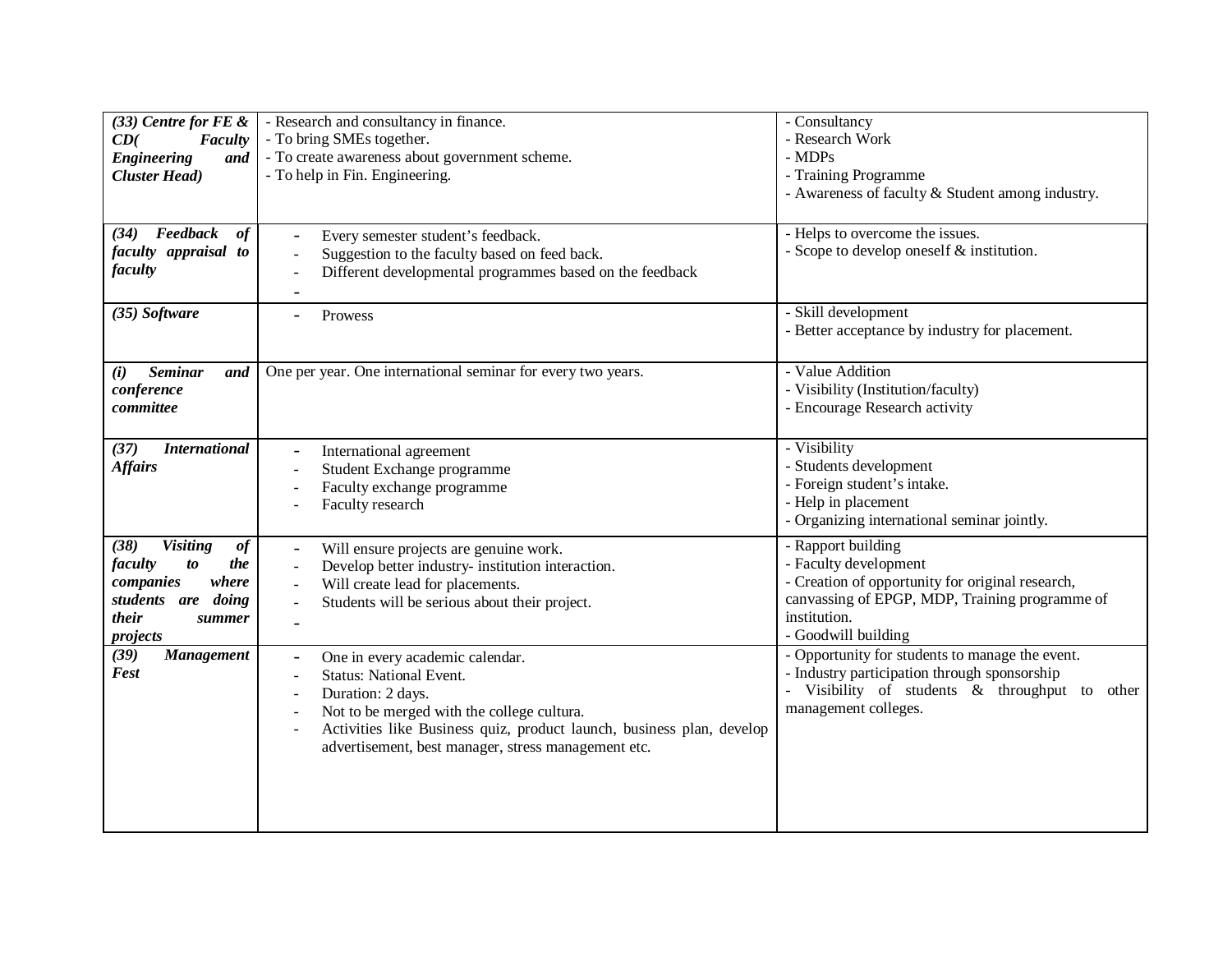| | | |
|---|---|---|
| ***(33) Centre for FE & CD( Faculty Engineering and Cluster Head)*** | - Research and consultancy in finance.<br>- To bring SMEs together.<br>- To create awareness about government scheme.<br>- To help in Fin. Engineering. | - Consultancy<br>- Research Work<br>- MDPs<br>- Training Programme<br>- Awareness of faculty & Student among industry. |
| ***(34) Feedback of faculty appraisal to faculty*** | - Every semester student's feedback.<br>- Suggestion to the faculty based on feed back.<br>- Different developmental programmes based on the feedback<br>- | - Helps to overcome the issues.<br>- Scope to develop oneself & institution. |
| ***(35) Software*** | - Prowess | - Skill development<br>- Better acceptance by industry for placement. |
| ***(i) Seminar and conference committee*** | One per year. One international seminar for every two years. | - Value Addition<br>- Visibility (Institution/faculty)<br>- Encourage Research activity |
| ***(37) International Affairs*** | - International agreement<br>- Student Exchange programme<br>- Faculty exchange programme<br>- Faculty research | - Visibility<br>- Students development<br>- Foreign student's intake.<br>- Help in placement<br>- Organizing international seminar jointly. |
| ***(38) Visiting of faculty to the companies where students are doing their summer projects*** | - Will ensure projects are genuine work.<br>- Develop better industry- institution interaction.<br>- Will create lead for placements.<br>- Students will be serious about their project.<br>- | - Rapport building<br>- Faculty development<br>- Creation of opportunity for original research, canvassing of EPGP, MDP, Training programme of institution.<br>- Goodwill building |
| ***(39) Management Fest*** | - One in every academic calendar.<br>- Status: National Event.<br>- Duration: 2 days.<br>- Not to be merged with the college cultura.<br>- Activities like Business quiz, product launch, business plan, develop advertisement, best manager, stress management etc. | - Opportunity for students to manage the event.<br>- Industry participation through sponsorship<br>- Visibility of students & throughput to other management colleges. |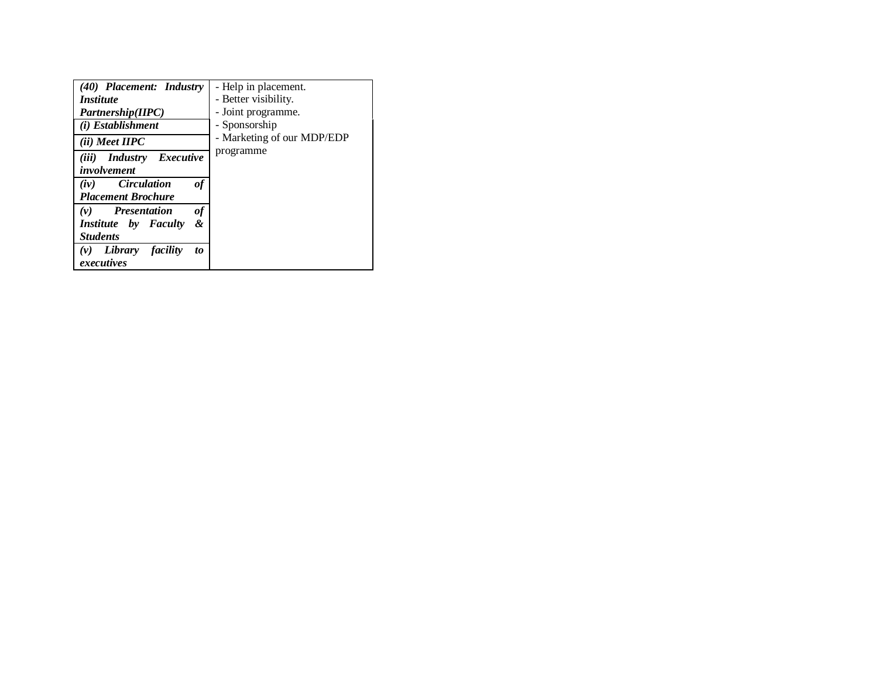| | |
|---|---|
| ***(40) Placement: Industry Institute Partnership(IIPC)*** | - Help in placement.<br>- Better visibility.<br>- Joint programme.<br>- Sponsorship<br>- Marketing of our MDP/EDP programme |
| ***(i) Establishment*** | |
| ***(ii) Meet IIPC*** | |
| ***(iii) Industry Executive involvement*** | |
| ***(iv) Circulation of Placement Brochure*** | |
| ***(v) Presentation of Institute by Faculty & Students*** | |
| ***(v) Library facility to executives*** | |